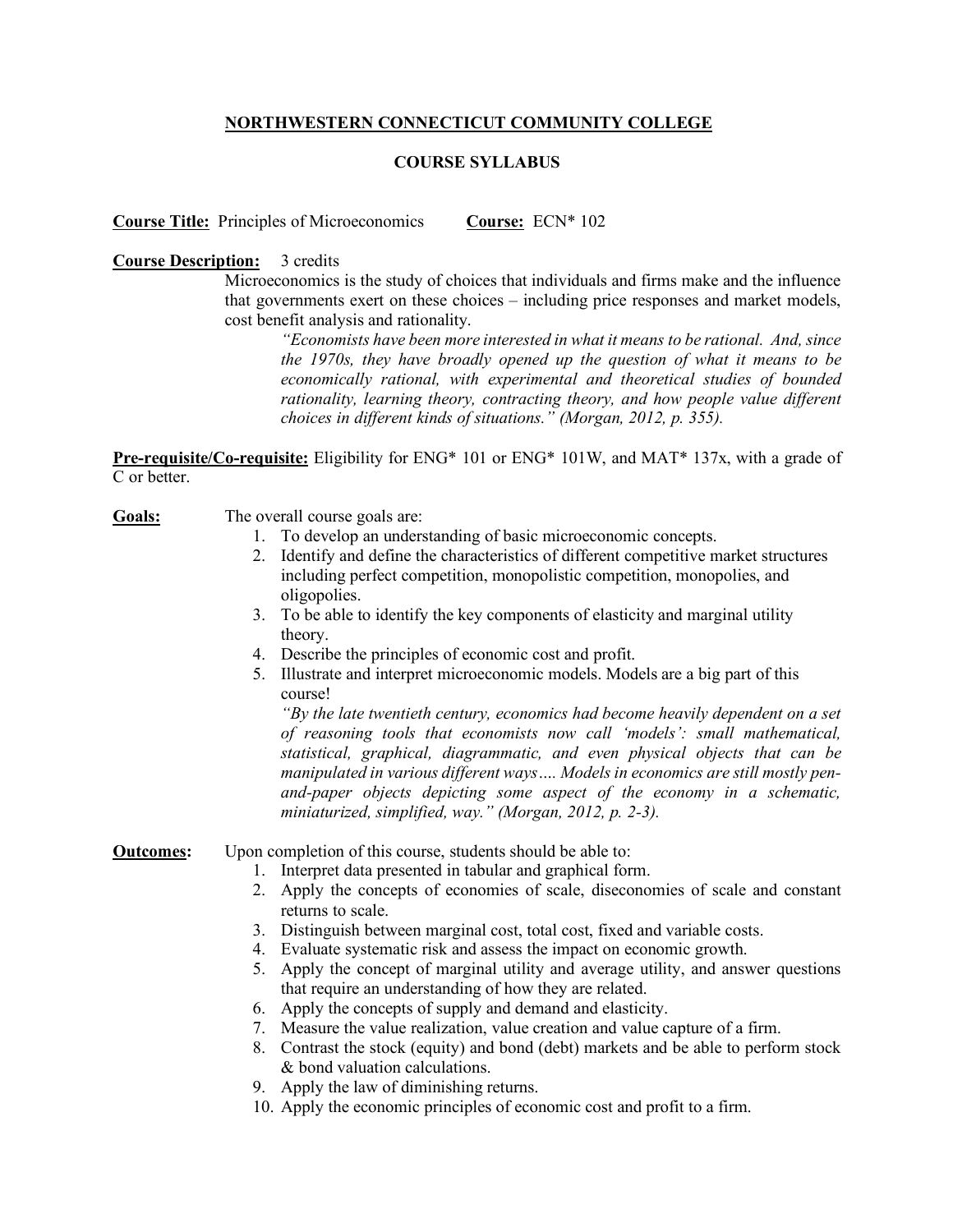# NORTHWESTERN CONNECTICUT COMMUNITY COLLEGE

## COURSE SYLLABUS

**Course Title:** Principles of Microeconomics **Course:** ECN* 102

**Course Description:** 3 credits

Microeconomics is the study of choices that individuals and firms make and the influence that governments exert on these choices – including price responses and market models, cost benefit analysis and rationality.

> *"Economists have been more interested in what it means to be rational. And, since the 1970s, they have broadly opened up the question of what it means to be economically rational, with experimental and theoretical studies of bounded rationality, learning theory, contracting theory, and how people value different choices in different kinds of situations." (Morgan, 2012, p. 355).*

**Pre-requisite/Co-requisite:** Eligibility for ENG* 101 or ENG* 101W, and MAT* 137x, with a grade of C or better.

**Goals:** The overall course goals are:

1. To develop an understanding of basic microeconomic concepts.
2. Identify and define the characteristics of different competitive market structures including perfect competition, monopolistic competition, monopolies, and oligopolies.
3. To be able to identify the key components of elasticity and marginal utility theory.
4. Describe the principles of economic cost and profit.
5. Illustrate and interpret microeconomic models. Models are a big part of this course!

   *"By the late twentieth century, economics had become heavily dependent on a set of reasoning tools that economists now call 'models': small mathematical, statistical, graphical, diagrammatic, and even physical objects that can be manipulated in various different ways…. Models in economics are still mostly pen-and-paper objects depicting some aspect of the economy in a schematic, miniaturized, simplified, way." (Morgan, 2012, p. 2-3).*

**Outcomes:** Upon completion of this course, students should be able to:

1. Interpret data presented in tabular and graphical form.
2. Apply the concepts of economies of scale, diseconomies of scale and constant returns to scale.
3. Distinguish between marginal cost, total cost, fixed and variable costs.
4. Evaluate systematic risk and assess the impact on economic growth.
5. Apply the concept of marginal utility and average utility, and answer questions that require an understanding of how they are related.
6. Apply the concepts of supply and demand and elasticity.
7. Measure the value realization, value creation and value capture of a firm.
8. Contrast the stock (equity) and bond (debt) markets and be able to perform stock & bond valuation calculations.
9. Apply the law of diminishing returns.
10. Apply the economic principles of economic cost and profit to a firm.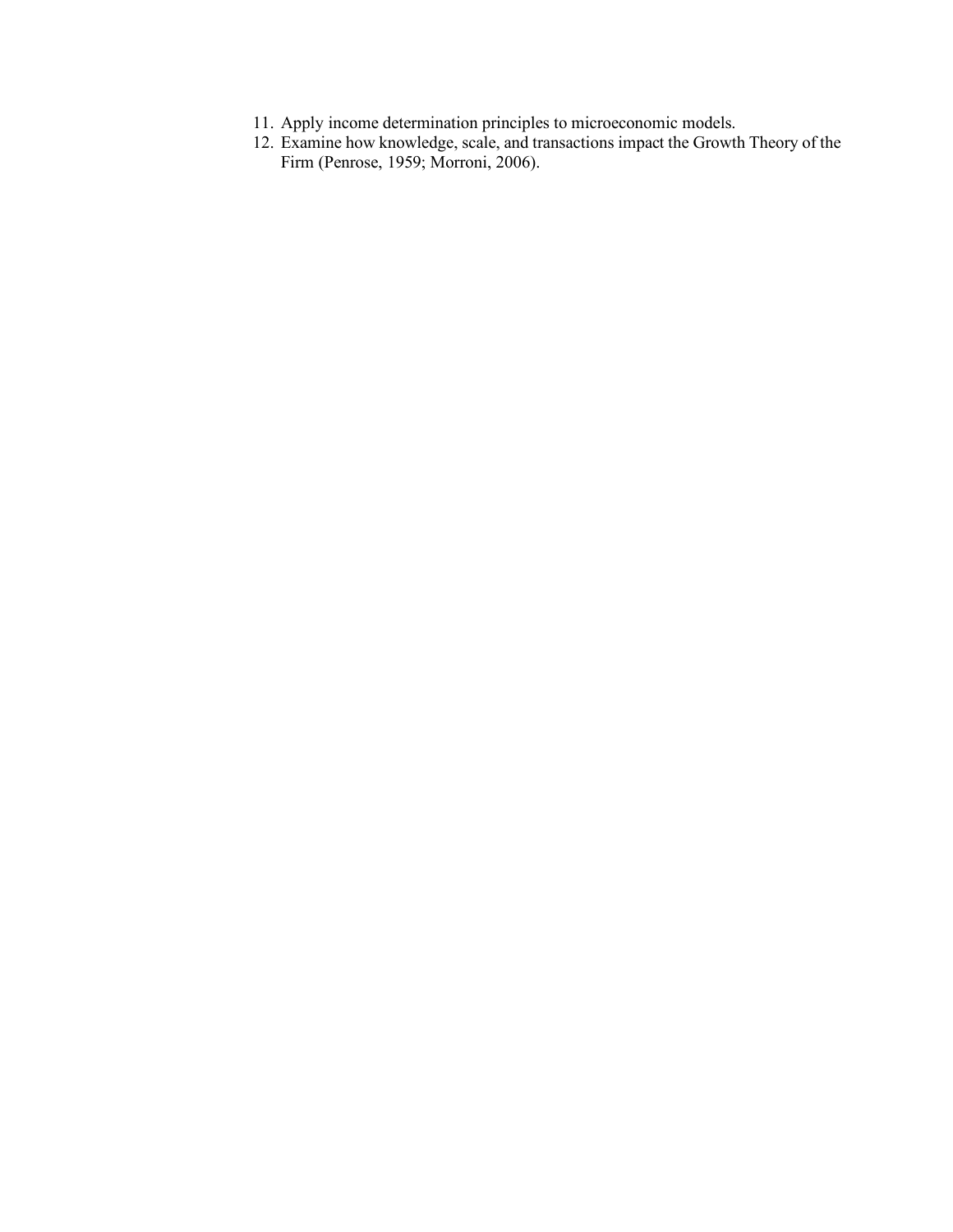11. Apply income determination principles to microeconomic models.
12. Examine how knowledge, scale, and transactions impact the Growth Theory of the Firm (Penrose, 1959; Morroni, 2006).